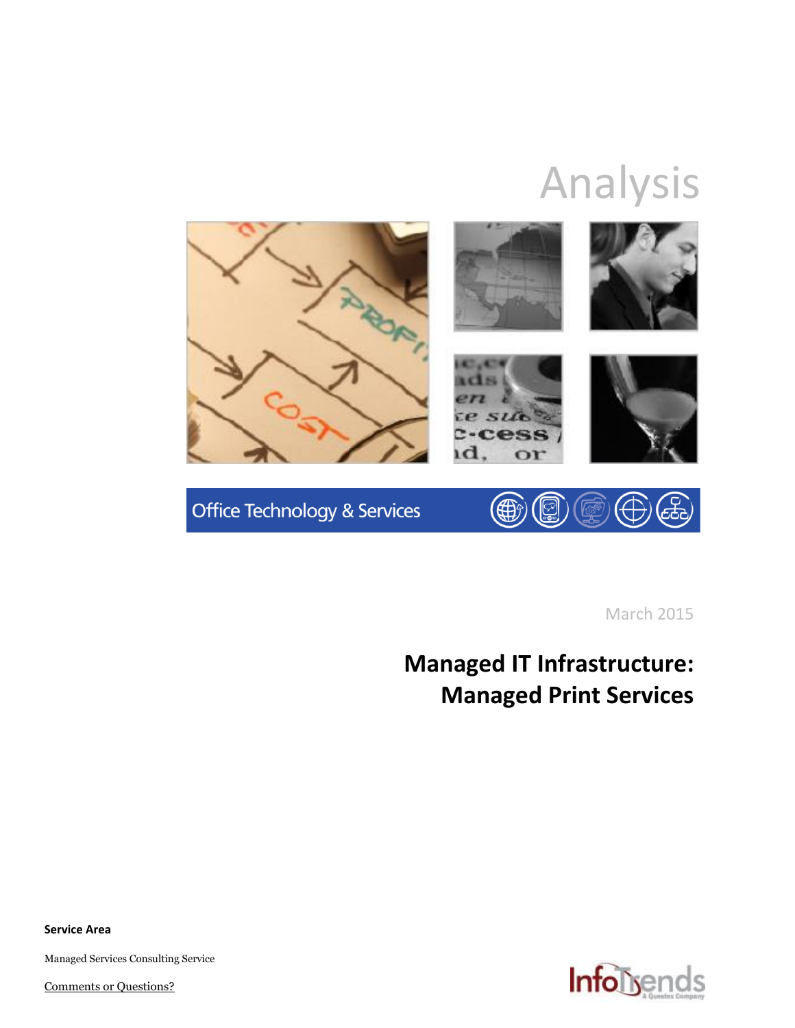# Analysis

Office Technology & Services

March 2015

## Managed IT Infrastructure: Managed Print Services

**Service Area**

Managed Services Consulting Service

Comments or Questions?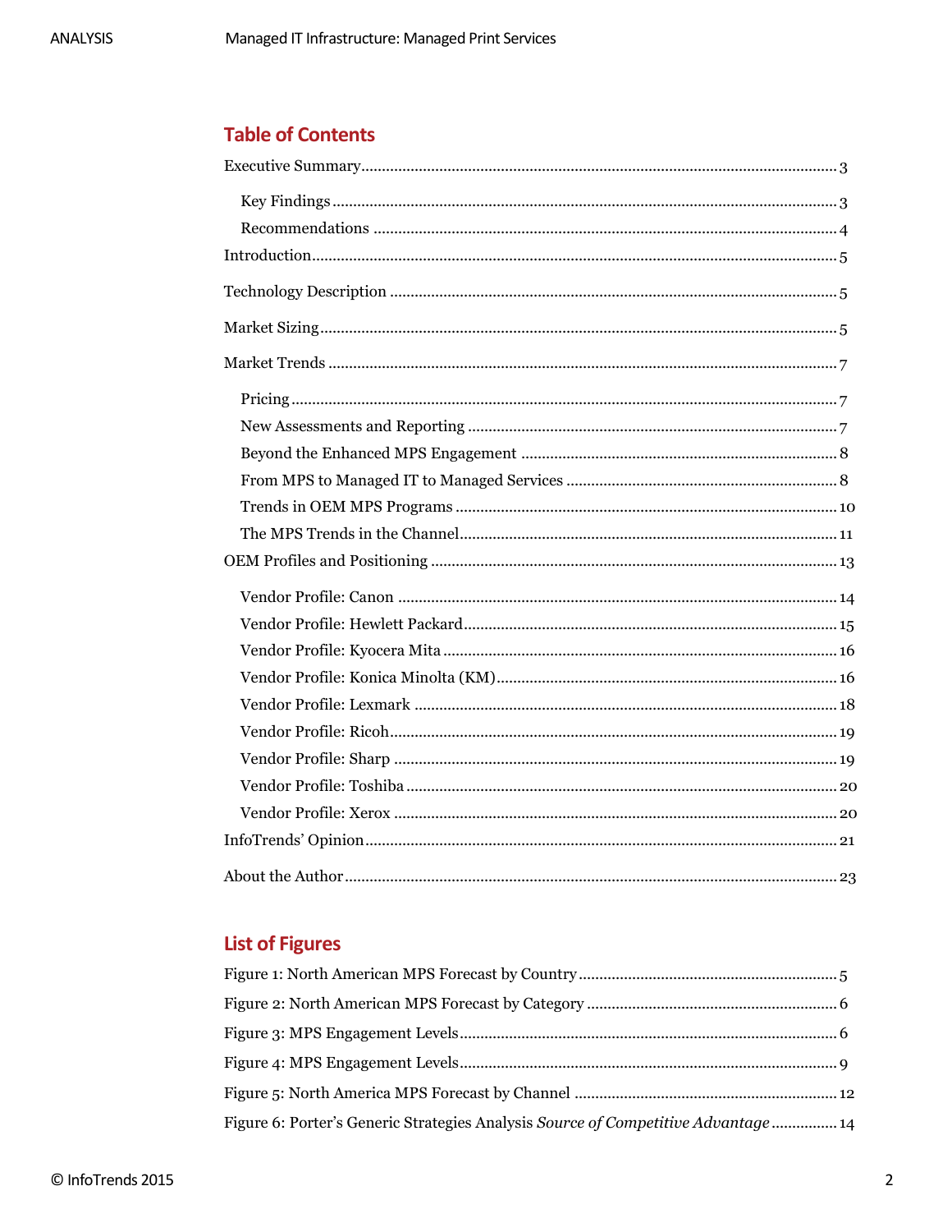## Table of Contents

Executive Summary ........................................................ 3

- Key Findings ........................................................ 3
- Recommendations ........................................................ 4

Introduction ........................................................ 5

Technology Description ........................................................ 5

Market Sizing ........................................................ 5

Market Trends ........................................................ 7

- Pricing ........................................................ 7
- New Assessments and Reporting ........................................................ 7
- Beyond the Enhanced MPS Engagement ........................................................ 8
- From MPS to Managed IT to Managed Services ........................................................ 8
- Trends in OEM MPS Programs ........................................................ 10
- The MPS Trends in the Channel ........................................................ 11

OEM Profiles and Positioning ........................................................ 13

- Vendor Profile: Canon ........................................................ 14
- Vendor Profile: Hewlett Packard ........................................................ 15
- Vendor Profile: Kyocera Mita ........................................................ 16
- Vendor Profile: Konica Minolta (KM) ........................................................ 16
- Vendor Profile: Lexmark ........................................................ 18
- Vendor Profile: Ricoh ........................................................ 19
- Vendor Profile: Sharp ........................................................ 19
- Vendor Profile: Toshiba ........................................................ 20
- Vendor Profile: Xerox ........................................................ 20

InfoTrends' Opinion ........................................................ 21

About the Author ........................................................ 23

## List of Figures

Figure 1: North American MPS Forecast by Country ........................................................ 5

Figure 2: North American MPS Forecast by Category ........................................................ 6

Figure 3: MPS Engagement Levels ........................................................ 6

Figure 4: MPS Engagement Levels ........................................................ 9

Figure 5: North America MPS Forecast by Channel ........................................................ 12

Figure 6: Porter's Generic Strategies Analysis *Source of Competitive Advantage* ........................................................ 14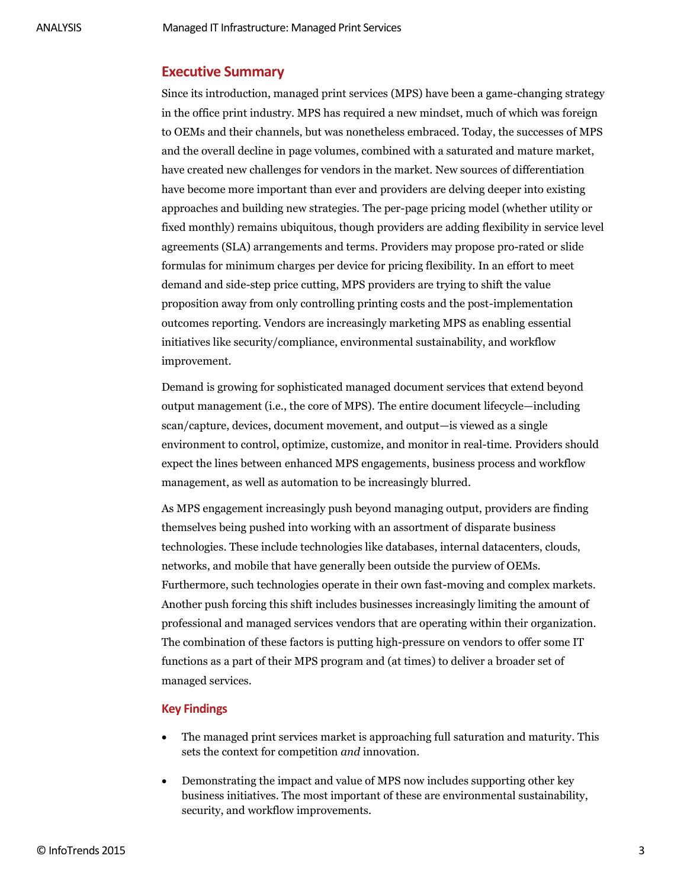## Executive Summary

Since its introduction, managed print services (MPS) have been a game-changing strategy in the office print industry. MPS has required a new mindset, much of which was foreign to OEMs and their channels, but was nonetheless embraced. Today, the successes of MPS and the overall decline in page volumes, combined with a saturated and mature market, have created new challenges for vendors in the market. New sources of differentiation have become more important than ever and providers are delving deeper into existing approaches and building new strategies. The per-page pricing model (whether utility or fixed monthly) remains ubiquitous, though providers are adding flexibility in service level agreements (SLA) arrangements and terms. Providers may propose pro-rated or slide formulas for minimum charges per device for pricing flexibility. In an effort to meet demand and side-step price cutting, MPS providers are trying to shift the value proposition away from only controlling printing costs and the post-implementation outcomes reporting. Vendors are increasingly marketing MPS as enabling essential initiatives like security/compliance, environmental sustainability, and workflow improvement.

Demand is growing for sophisticated managed document services that extend beyond output management (i.e., the core of MPS). The entire document lifecycle—including scan/capture, devices, document movement, and output—is viewed as a single environment to control, optimize, customize, and monitor in real-time. Providers should expect the lines between enhanced MPS engagements, business process and workflow management, as well as automation to be increasingly blurred.

As MPS engagement increasingly push beyond managing output, providers are finding themselves being pushed into working with an assortment of disparate business technologies. These include technologies like databases, internal datacenters, clouds, networks, and mobile that have generally been outside the purview of OEMs. Furthermore, such technologies operate in their own fast-moving and complex markets. Another push forcing this shift includes businesses increasingly limiting the amount of professional and managed services vendors that are operating within their organization. The combination of these factors is putting high-pressure on vendors to offer some IT functions as a part of their MPS program and (at times) to deliver a broader set of managed services.

### Key Findings

- The managed print services market is approaching full saturation and maturity. This sets the context for competition *and* innovation.
- Demonstrating the impact and value of MPS now includes supporting other key business initiatives. The most important of these are environmental sustainability, security, and workflow improvements.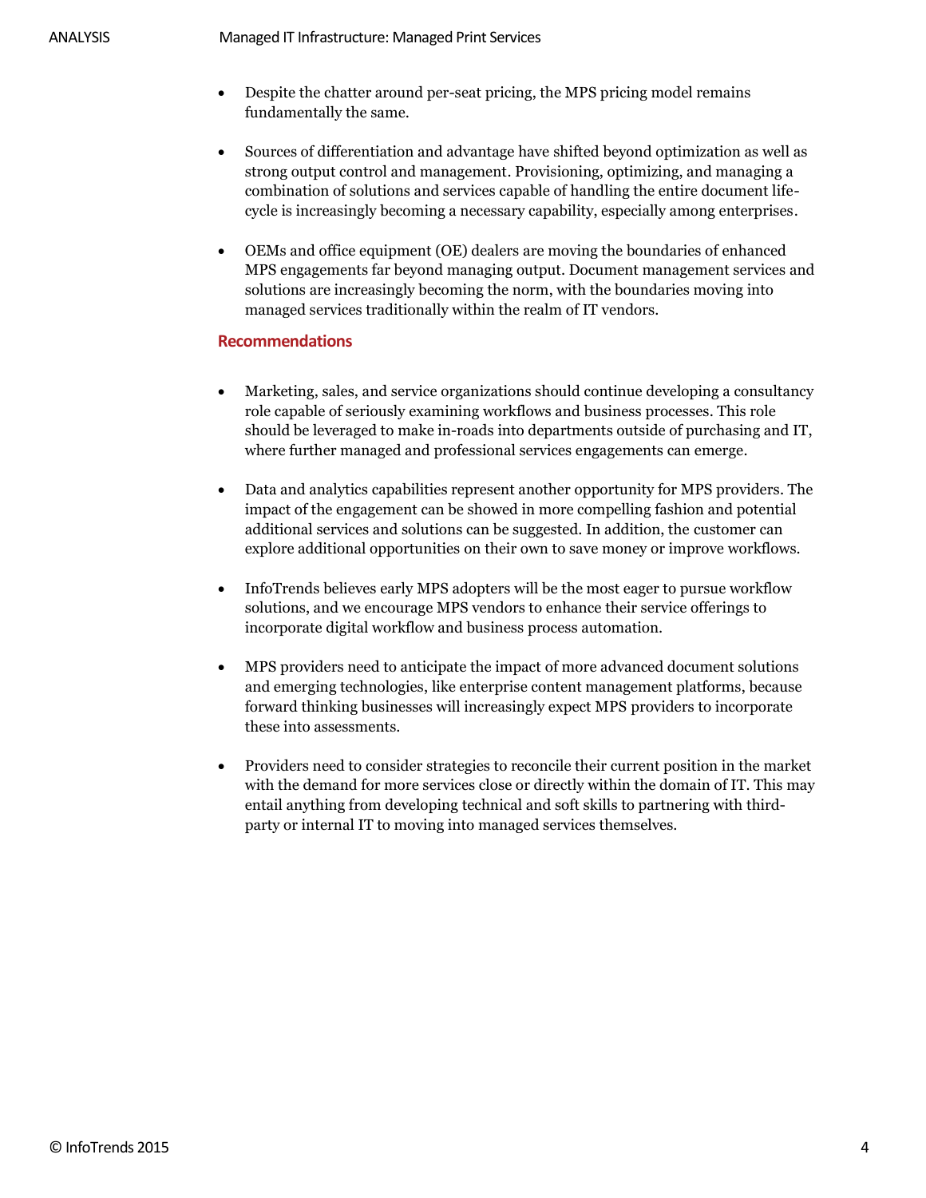- Despite the chatter around per-seat pricing, the MPS pricing model remains fundamentally the same.
- Sources of differentiation and advantage have shifted beyond optimization as well as strong output control and management. Provisioning, optimizing, and managing a combination of solutions and services capable of handling the entire document life-cycle is increasingly becoming a necessary capability, especially among enterprises.
- OEMs and office equipment (OE) dealers are moving the boundaries of enhanced MPS engagements far beyond managing output. Document management services and solutions are increasingly becoming the norm, with the boundaries moving into managed services traditionally within the realm of IT vendors.

## Recommendations

- Marketing, sales, and service organizations should continue developing a consultancy role capable of seriously examining workflows and business processes. This role should be leveraged to make in-roads into departments outside of purchasing and IT, where further managed and professional services engagements can emerge.
- Data and analytics capabilities represent another opportunity for MPS providers. The impact of the engagement can be showed in more compelling fashion and potential additional services and solutions can be suggested. In addition, the customer can explore additional opportunities on their own to save money or improve workflows.
- InfoTrends believes early MPS adopters will be the most eager to pursue workflow solutions, and we encourage MPS vendors to enhance their service offerings to incorporate digital workflow and business process automation.
- MPS providers need to anticipate the impact of more advanced document solutions and emerging technologies, like enterprise content management platforms, because forward thinking businesses will increasingly expect MPS providers to incorporate these into assessments.
- Providers need to consider strategies to reconcile their current position in the market with the demand for more services close or directly within the domain of IT. This may entail anything from developing technical and soft skills to partnering with third-party or internal IT to moving into managed services themselves.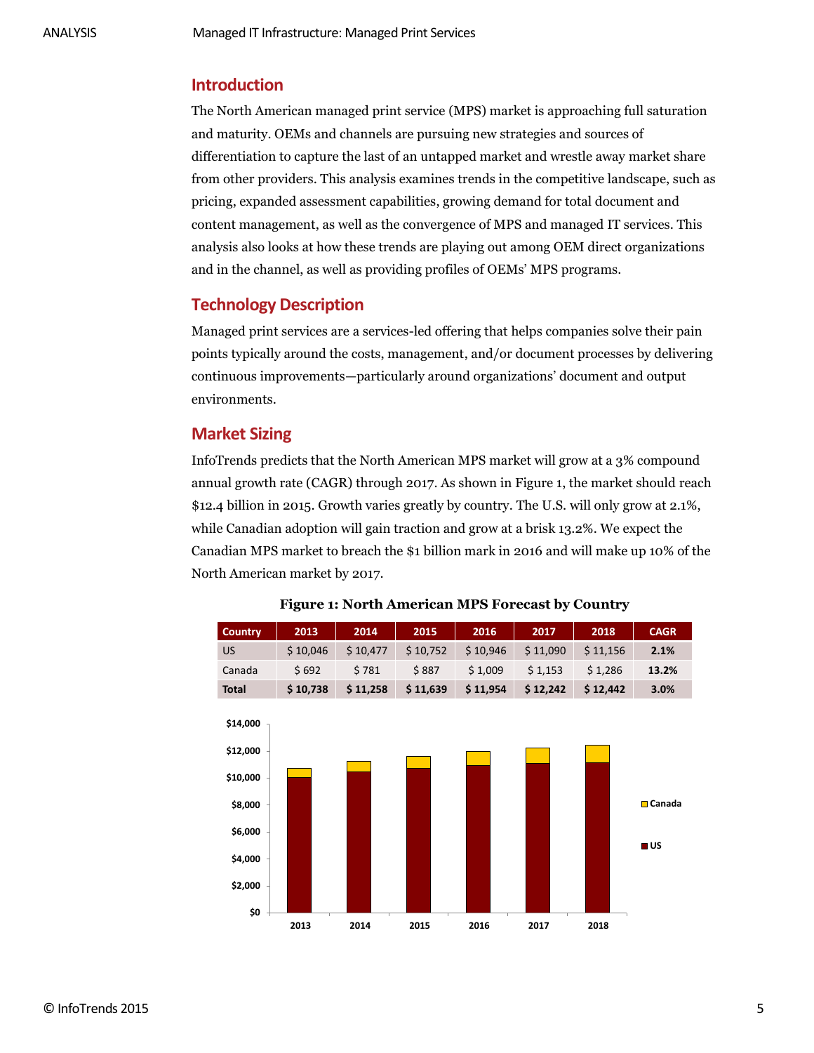## Introduction

The North American managed print service (MPS) market is approaching full saturation and maturity. OEMs and channels are pursuing new strategies and sources of differentiation to capture the last of an untapped market and wrestle away market share from other providers. This analysis examines trends in the competitive landscape, such as pricing, expanded assessment capabilities, growing demand for total document and content management, as well as the convergence of MPS and managed IT services. This analysis also looks at how these trends are playing out among OEM direct organizations and in the channel, as well as providing profiles of OEMs' MPS programs.

## Technology Description

Managed print services are a services-led offering that helps companies solve their pain points typically around the costs, management, and/or document processes by delivering continuous improvements—particularly around organizations' document and output environments.

## Market Sizing

InfoTrends predicts that the North American MPS market will grow at a 3% compound annual growth rate (CAGR) through 2017. As shown in Figure 1, the market should reach $12.4 billion in 2015. Growth varies greatly by country. The U.S. will only grow at 2.1%, while Canadian adoption will gain traction and grow at a brisk 13.2%. We expect the Canadian MPS market to breach the $1 billion mark in 2016 and will make up 10% of the North American market by 2017.

**Figure 1: North American MPS Forecast by Country**

| Country | 2013 | 2014 | 2015 | 2016 | 2017 | 2018 | CAGR |
|---|---|---|---|---|---|---|---|
| US | $ 10,046 | $ 10,477 | $ 10,752 | $ 10,946 | $ 11,090 | $ 11,156 | **2.1%** |
| Canada | $ 692 | $ 781 | $ 887 | $ 1,009 | $ 1,153 | $ 1,286 | **13.2%** |
| **Total** | **$ 10,738** | **$ 11,258** | **$ 11,639** | **$ 11,954** | **$ 12,242** | **$ 12,442** | **3.0%** |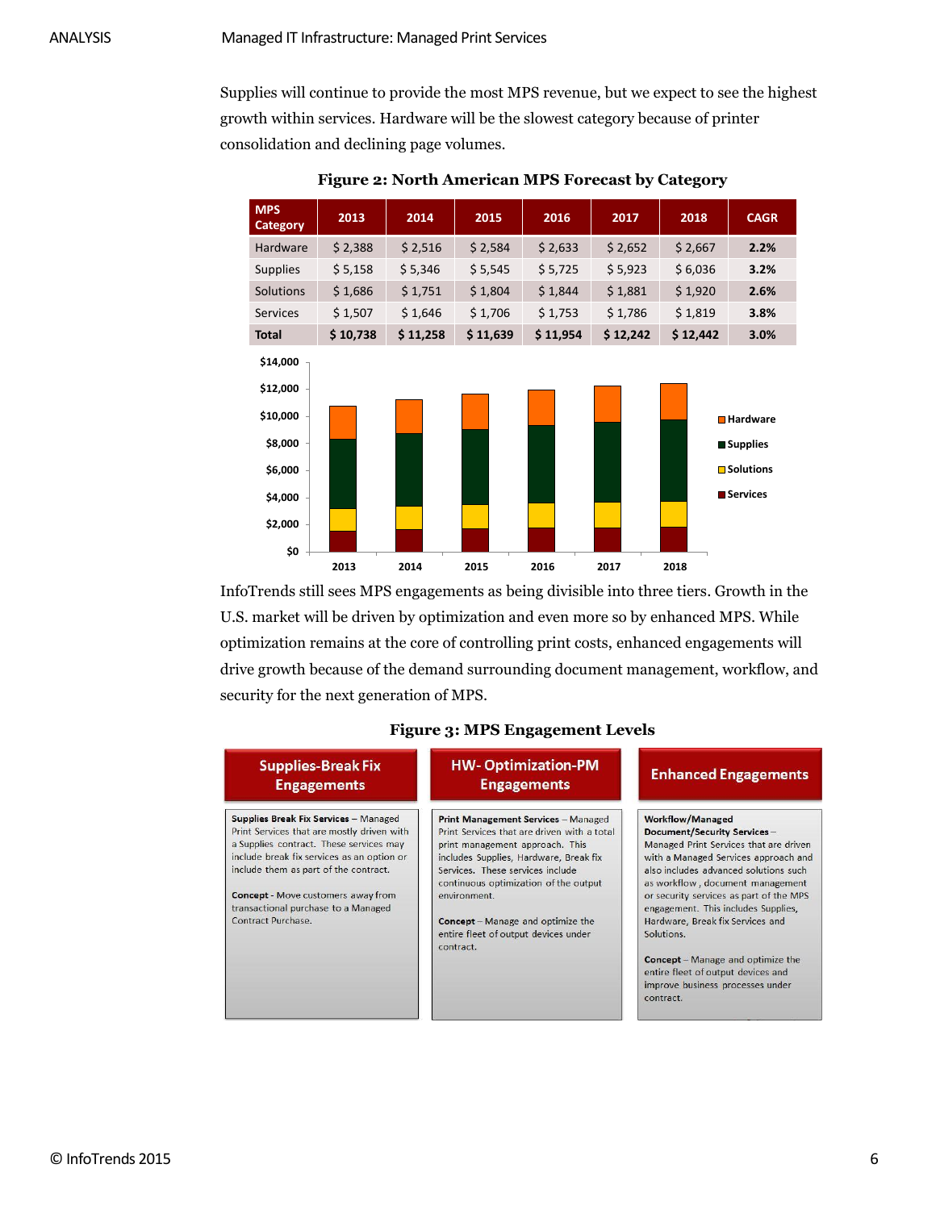Supplies will continue to provide the most MPS revenue, but we expect to see the highest growth within services. Hardware will be the slowest category because of printer consolidation and declining page volumes.

**Figure 2: North American MPS Forecast by Category**

| MPS Category | 2013 | 2014 | 2015 | 2016 | 2017 | 2018 | CAGR |
|---|---|---|---|---|---|---|---|
| Hardware | $ 2,388 | $ 2,516 | $ 2,584 | $ 2,633 | $ 2,652 | $ 2,667 | **2.2%** |
| Supplies | $ 5,158 | $ 5,346 | $ 5,545 | $ 5,725 | $ 5,923 | $ 6,036 | **3.2%** |
| Solutions | $ 1,686 | $ 1,751 | $ 1,804 | $ 1,844 | $ 1,881 | $ 1,920 | **2.6%** |
| Services | $ 1,507 | $ 1,646 | $ 1,706 | $ 1,753 | $ 1,786 | $ 1,819 | **3.8%** |
| **Total** | **$ 10,738** | **$ 11,258** | **$ 11,639** | **$ 11,954** | **$ 12,242** | **$ 12,442** | **3.0%** |

InfoTrends still sees MPS engagements as being divisible into three tiers. Growth in the U.S. market will be driven by optimization and even more so by enhanced MPS. While optimization remains at the core of controlling print costs, enhanced engagements will drive growth because of the demand surrounding document management, workflow, and security for the next generation of MPS.

**Figure 3: MPS Engagement Levels**

| Supplies-Break Fix Engagements | HW- Optimization-PM Engagements | Enhanced Engagements |
|---|---|---|
| **Supplies Break Fix Services** – Managed Print Services that are mostly driven with a Supplies contract. These services may include break fix services as an option or include them as part of the contract.<br><br>**Concept** - Move customers away from transactional purchase to a Managed Contract Purchase. | **Print Management Services** – Managed Print Services that are driven with a total print management approach. This includes Supplies, Hardware, Break fix Services. These services include continuous optimization of the output environment.<br><br>**Concept** – Manage and optimize the entire fleet of output devices under contract. | **Workflow/Managed Document/Security Services** – Managed Print Services that are driven with a Managed Services approach and also includes advanced solutions such as workflow, document management or security services as part of the MPS engagement. This includes Supplies, Hardware, Break fix Services and Solutions.<br><br>**Concept** – Manage and optimize the entire fleet of output devices and improve business processes under contract. |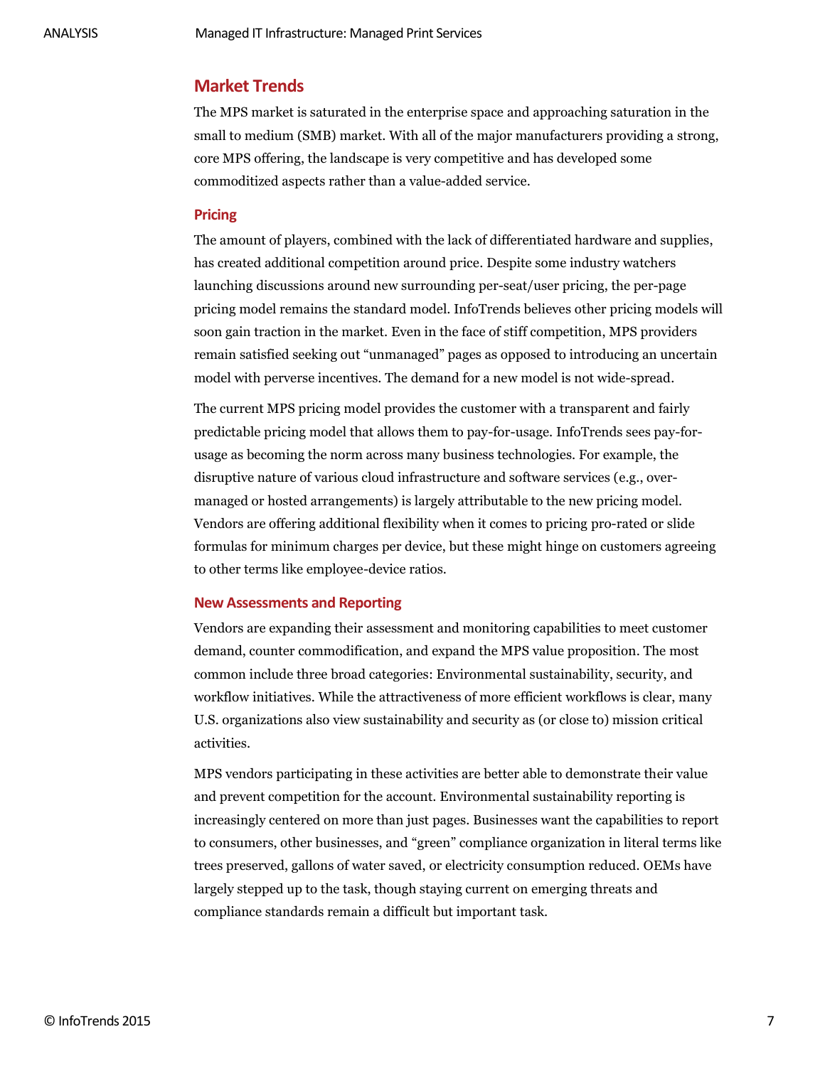## Market Trends

The MPS market is saturated in the enterprise space and approaching saturation in the small to medium (SMB) market. With all of the major manufacturers providing a strong, core MPS offering, the landscape is very competitive and has developed some commoditized aspects rather than a value-added service.

### Pricing

The amount of players, combined with the lack of differentiated hardware and supplies, has created additional competition around price. Despite some industry watchers launching discussions around new surrounding per-seat/user pricing, the per-page pricing model remains the standard model. InfoTrends believes other pricing models will soon gain traction in the market. Even in the face of stiff competition, MPS providers remain satisfied seeking out "unmanaged" pages as opposed to introducing an uncertain model with perverse incentives. The demand for a new model is not wide-spread.

The current MPS pricing model provides the customer with a transparent and fairly predictable pricing model that allows them to pay-for-usage. InfoTrends sees pay-for-usage as becoming the norm across many business technologies. For example, the disruptive nature of various cloud infrastructure and software services (e.g., over-managed or hosted arrangements) is largely attributable to the new pricing model. Vendors are offering additional flexibility when it comes to pricing pro-rated or slide formulas for minimum charges per device, but these might hinge on customers agreeing to other terms like employee-device ratios.

### New Assessments and Reporting

Vendors are expanding their assessment and monitoring capabilities to meet customer demand, counter commodification, and expand the MPS value proposition. The most common include three broad categories: Environmental sustainability, security, and workflow initiatives. While the attractiveness of more efficient workflows is clear, many U.S. organizations also view sustainability and security as (or close to) mission critical activities.

MPS vendors participating in these activities are better able to demonstrate their value and prevent competition for the account. Environmental sustainability reporting is increasingly centered on more than just pages. Businesses want the capabilities to report to consumers, other businesses, and "green" compliance organization in literal terms like trees preserved, gallons of water saved, or electricity consumption reduced. OEMs have largely stepped up to the task, though staying current on emerging threats and compliance standards remain a difficult but important task.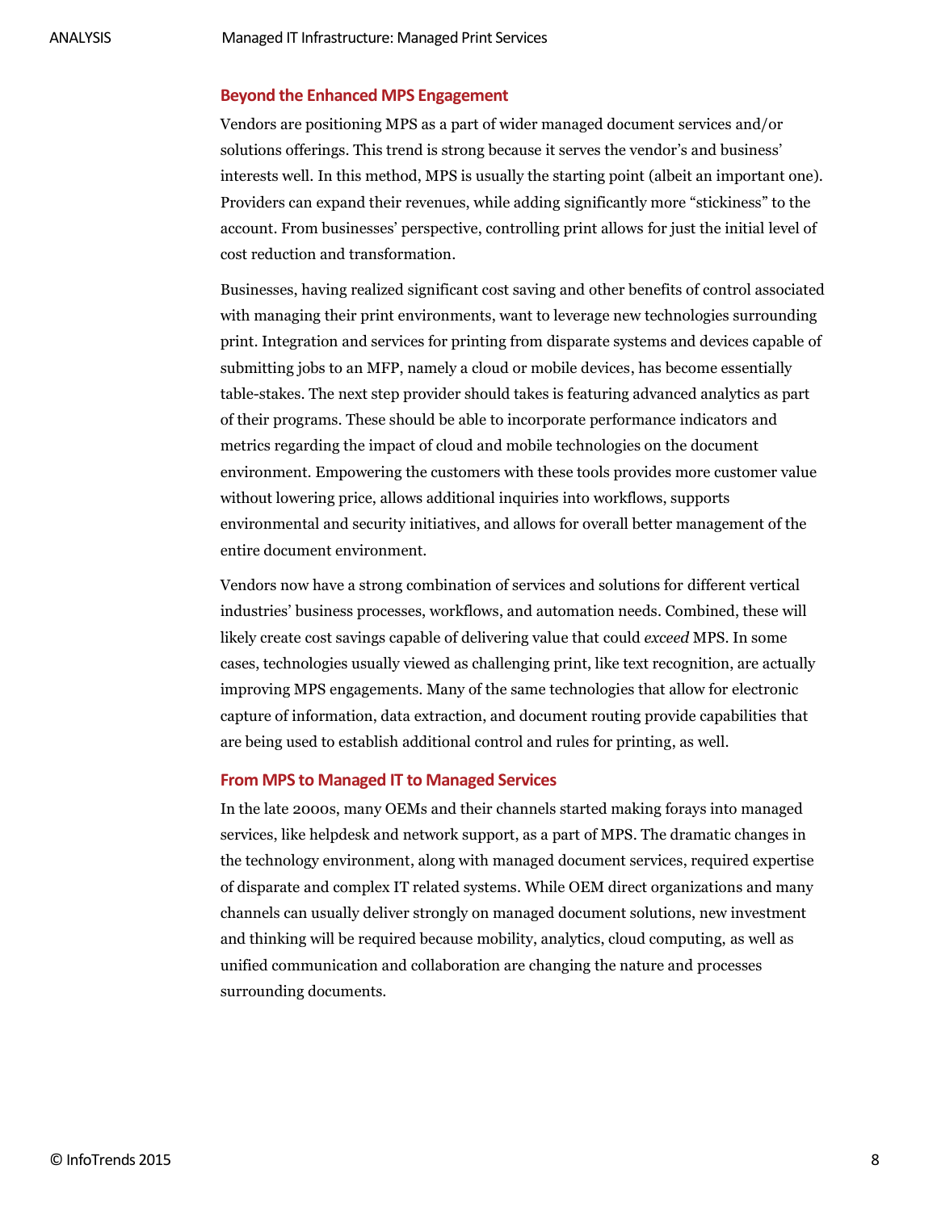## Beyond the Enhanced MPS Engagement

Vendors are positioning MPS as a part of wider managed document services and/or solutions offerings. This trend is strong because it serves the vendor's and business' interests well. In this method, MPS is usually the starting point (albeit an important one). Providers can expand their revenues, while adding significantly more "stickiness" to the account. From businesses' perspective, controlling print allows for just the initial level of cost reduction and transformation.

Businesses, having realized significant cost saving and other benefits of control associated with managing their print environments, want to leverage new technologies surrounding print. Integration and services for printing from disparate systems and devices capable of submitting jobs to an MFP, namely a cloud or mobile devices, has become essentially table-stakes. The next step provider should takes is featuring advanced analytics as part of their programs. These should be able to incorporate performance indicators and metrics regarding the impact of cloud and mobile technologies on the document environment. Empowering the customers with these tools provides more customer value without lowering price, allows additional inquiries into workflows, supports environmental and security initiatives, and allows for overall better management of the entire document environment.

Vendors now have a strong combination of services and solutions for different vertical industries' business processes, workflows, and automation needs. Combined, these will likely create cost savings capable of delivering value that could *exceed* MPS. In some cases, technologies usually viewed as challenging print, like text recognition, are actually improving MPS engagements. Many of the same technologies that allow for electronic capture of information, data extraction, and document routing provide capabilities that are being used to establish additional control and rules for printing, as well.

## From MPS to Managed IT to Managed Services

In the late 2000s, many OEMs and their channels started making forays into managed services, like helpdesk and network support, as a part of MPS. The dramatic changes in the technology environment, along with managed document services, required expertise of disparate and complex IT related systems. While OEM direct organizations and many channels can usually deliver strongly on managed document solutions, new investment and thinking will be required because mobility, analytics, cloud computing, as well as unified communication and collaboration are changing the nature and processes surrounding documents.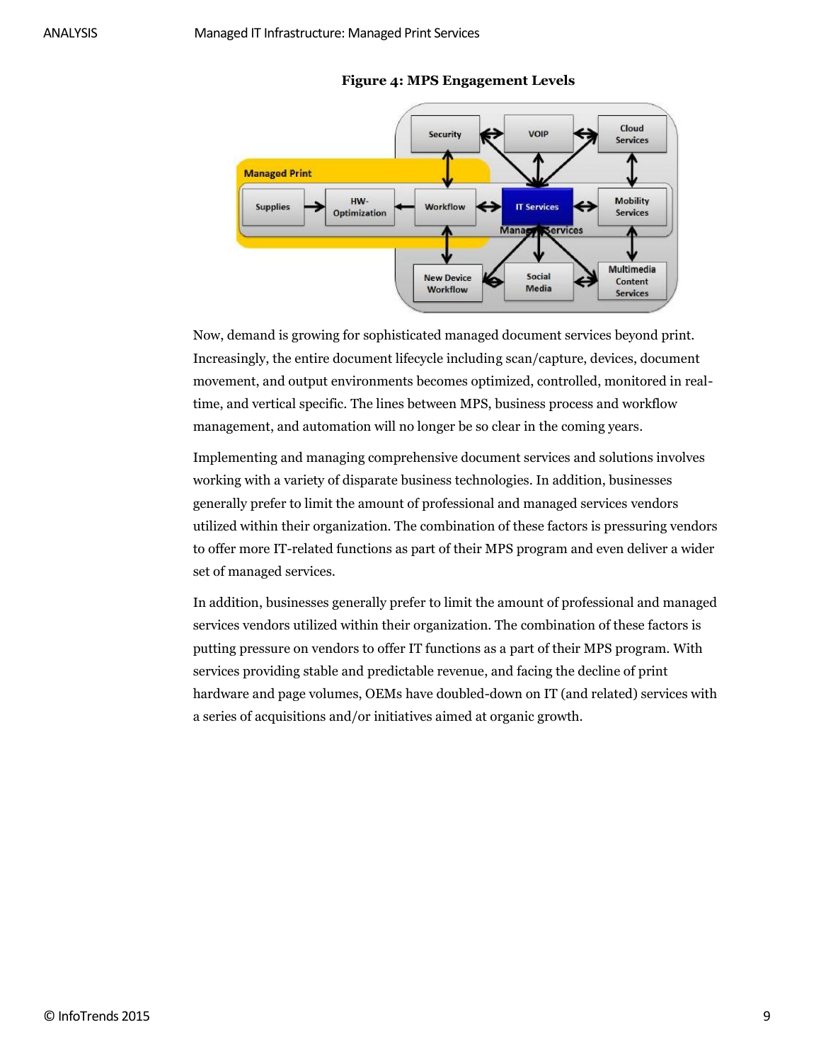**Figure 4: MPS Engagement Levels**

Now, demand is growing for sophisticated managed document services beyond print. Increasingly, the entire document lifecycle including scan/capture, devices, document movement, and output environments becomes optimized, controlled, monitored in real-time, and vertical specific. The lines between MPS, business process and workflow management, and automation will no longer be so clear in the coming years.

Implementing and managing comprehensive document services and solutions involves working with a variety of disparate business technologies. In addition, businesses generally prefer to limit the amount of professional and managed services vendors utilized within their organization. The combination of these factors is pressuring vendors to offer more IT-related functions as part of their MPS program and even deliver a wider set of managed services.

In addition, businesses generally prefer to limit the amount of professional and managed services vendors utilized within their organization. The combination of these factors is putting pressure on vendors to offer IT functions as a part of their MPS program. With services providing stable and predictable revenue, and facing the decline of print hardware and page volumes, OEMs have doubled-down on IT (and related) services with a series of acquisitions and/or initiatives aimed at organic growth.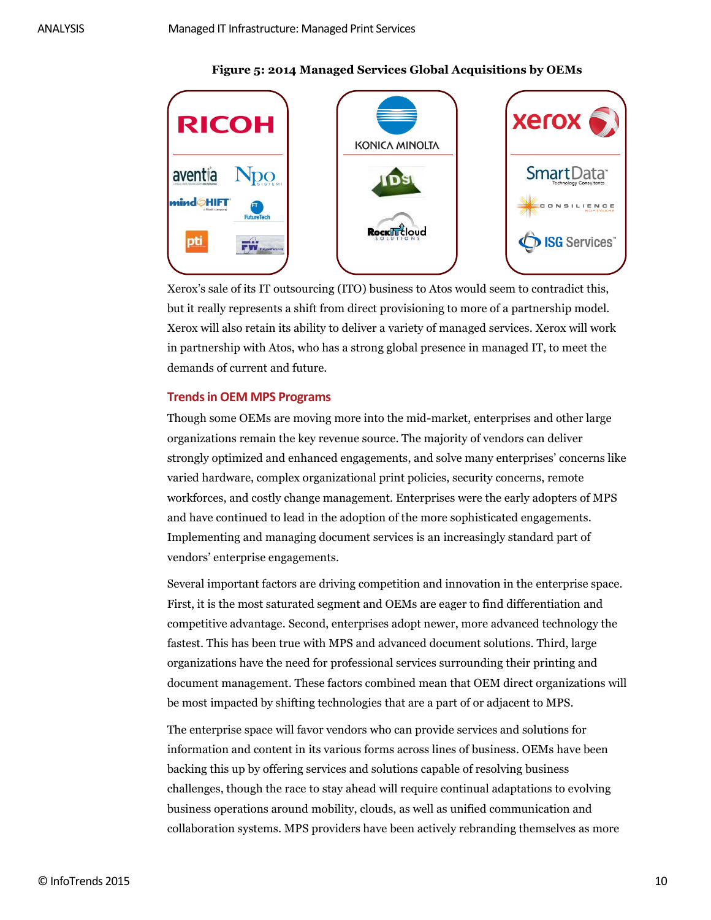**Figure 5: 2014 Managed Services Global Acquisitions by OEMs**

| RICOH | KONICA MINOLTA | xerox |
|---|---|---|
| aventia, Npo Sistemi, mindSHIFT, FutureTech, pti, FW | IDS, RockITcloud Solutions | SmartData Technology Consultants, Consilience Software, ISG Services |

Xerox's sale of its IT outsourcing (ITO) business to Atos would seem to contradict this, but it really represents a shift from direct provisioning to more of a partnership model. Xerox will also retain its ability to deliver a variety of managed services. Xerox will work in partnership with Atos, who has a strong global presence in managed IT, to meet the demands of current and future.

## Trends in OEM MPS Programs

Though some OEMs are moving more into the mid-market, enterprises and other large organizations remain the key revenue source. The majority of vendors can deliver strongly optimized and enhanced engagements, and solve many enterprises' concerns like varied hardware, complex organizational print policies, security concerns, remote workforces, and costly change management. Enterprises were the early adopters of MPS and have continued to lead in the adoption of the more sophisticated engagements. Implementing and managing document services is an increasingly standard part of vendors' enterprise engagements.

Several important factors are driving competition and innovation in the enterprise space. First, it is the most saturated segment and OEMs are eager to find differentiation and competitive advantage. Second, enterprises adopt newer, more advanced technology the fastest. This has been true with MPS and advanced document solutions. Third, large organizations have the need for professional services surrounding their printing and document management. These factors combined mean that OEM direct organizations will be most impacted by shifting technologies that are a part of or adjacent to MPS.

The enterprise space will favor vendors who can provide services and solutions for information and content in its various forms across lines of business. OEMs have been backing this up by offering services and solutions capable of resolving business challenges, though the race to stay ahead will require continual adaptations to evolving business operations around mobility, clouds, as well as unified communication and collaboration systems. MPS providers have been actively rebranding themselves as more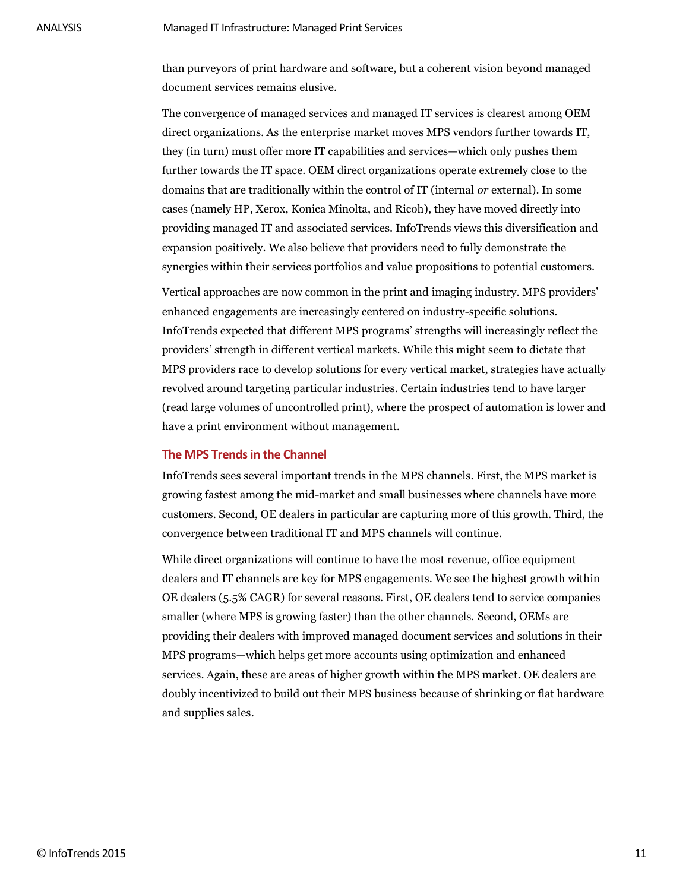than purveyors of print hardware and software, but a coherent vision beyond managed document services remains elusive.

The convergence of managed services and managed IT services is clearest among OEM direct organizations. As the enterprise market moves MPS vendors further towards IT, they (in turn) must offer more IT capabilities and services—which only pushes them further towards the IT space. OEM direct organizations operate extremely close to the domains that are traditionally within the control of IT (internal *or* external). In some cases (namely HP, Xerox, Konica Minolta, and Ricoh), they have moved directly into providing managed IT and associated services. InfoTrends views this diversification and expansion positively. We also believe that providers need to fully demonstrate the synergies within their services portfolios and value propositions to potential customers.

Vertical approaches are now common in the print and imaging industry. MPS providers' enhanced engagements are increasingly centered on industry-specific solutions. InfoTrends expected that different MPS programs' strengths will increasingly reflect the providers' strength in different vertical markets. While this might seem to dictate that MPS providers race to develop solutions for every vertical market, strategies have actually revolved around targeting particular industries. Certain industries tend to have larger (read large volumes of uncontrolled print), where the prospect of automation is lower and have a print environment without management.

## The MPS Trends in the Channel

InfoTrends sees several important trends in the MPS channels. First, the MPS market is growing fastest among the mid-market and small businesses where channels have more customers. Second, OE dealers in particular are capturing more of this growth. Third, the convergence between traditional IT and MPS channels will continue.

While direct organizations will continue to have the most revenue, office equipment dealers and IT channels are key for MPS engagements. We see the highest growth within OE dealers (5.5% CAGR) for several reasons. First, OE dealers tend to service companies smaller (where MPS is growing faster) than the other channels. Second, OEMs are providing their dealers with improved managed document services and solutions in their MPS programs—which helps get more accounts using optimization and enhanced services. Again, these are areas of higher growth within the MPS market. OE dealers are doubly incentivized to build out their MPS business because of shrinking or flat hardware and supplies sales.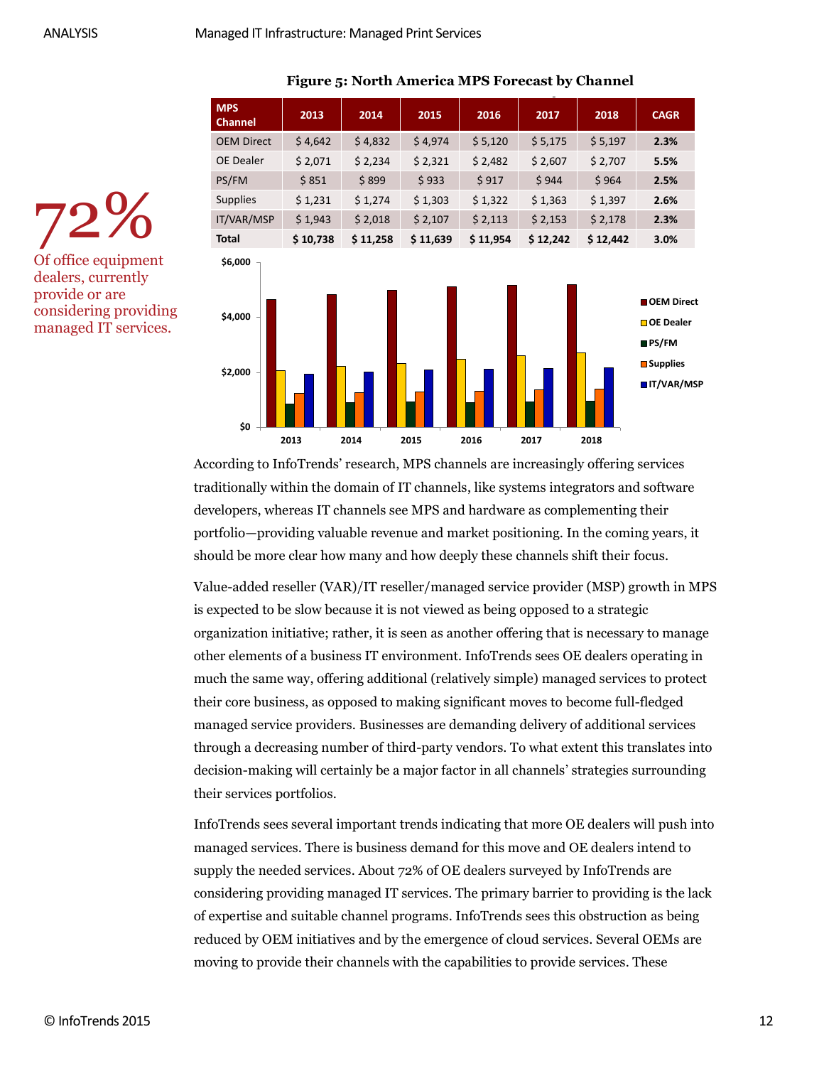72%

Of office equipment dealers, currently provide or are considering providing managed IT services.

**Figure 5: North America MPS Forecast by Channel**

| MPS Channel | 2013 | 2014 | 2015 | 2016 | 2017 | 2018 | CAGR |
|---|---|---|---|---|---|---|---|
| OEM Direct | $ 4,642 | $ 4,832 | $ 4,974 | $ 5,120 | $ 5,175 | $ 5,197 | **2.3%** |
| OE Dealer | $ 2,071 | $ 2,234 | $ 2,321 | $ 2,482 | $ 2,607 | $ 2,707 | **5.5%** |
| PS/FM | $ 851 | $ 899 | $ 933 | $ 917 | $ 944 | $ 964 | **2.5%** |
| Supplies | $ 1,231 | $ 1,274 | $ 1,303 | $ 1,322 | $ 1,363 | $ 1,397 | **2.6%** |
| IT/VAR/MSP | $ 1,943 | $ 2,018 | $ 2,107 | $ 2,113 | $ 2,153 | $ 2,178 | **2.3%** |
| **Total** | **$ 10,738** | **$ 11,258** | **$ 11,639** | **$ 11,954** | **$ 12,242** | **$ 12,442** | **3.0%** |

According to InfoTrends' research, MPS channels are increasingly offering services traditionally within the domain of IT channels, like systems integrators and software developers, whereas IT channels see MPS and hardware as complementing their portfolio—providing valuable revenue and market positioning. In the coming years, it should be more clear how many and how deeply these channels shift their focus.

Value-added reseller (VAR)/IT reseller/managed service provider (MSP) growth in MPS is expected to be slow because it is not viewed as being opposed to a strategic organization initiative; rather, it is seen as another offering that is necessary to manage other elements of a business IT environment. InfoTrends sees OE dealers operating in much the same way, offering additional (relatively simple) managed services to protect their core business, as opposed to making significant moves to become full-fledged managed service providers. Businesses are demanding delivery of additional services through a decreasing number of third-party vendors. To what extent this translates into decision-making will certainly be a major factor in all channels' strategies surrounding their services portfolios.

InfoTrends sees several important trends indicating that more OE dealers will push into managed services. There is business demand for this move and OE dealers intend to supply the needed services. About 72% of OE dealers surveyed by InfoTrends are considering providing managed IT services. The primary barrier to providing is the lack of expertise and suitable channel programs. InfoTrends sees this obstruction as being reduced by OEM initiatives and by the emergence of cloud services. Several OEMs are moving to provide their channels with the capabilities to provide services. These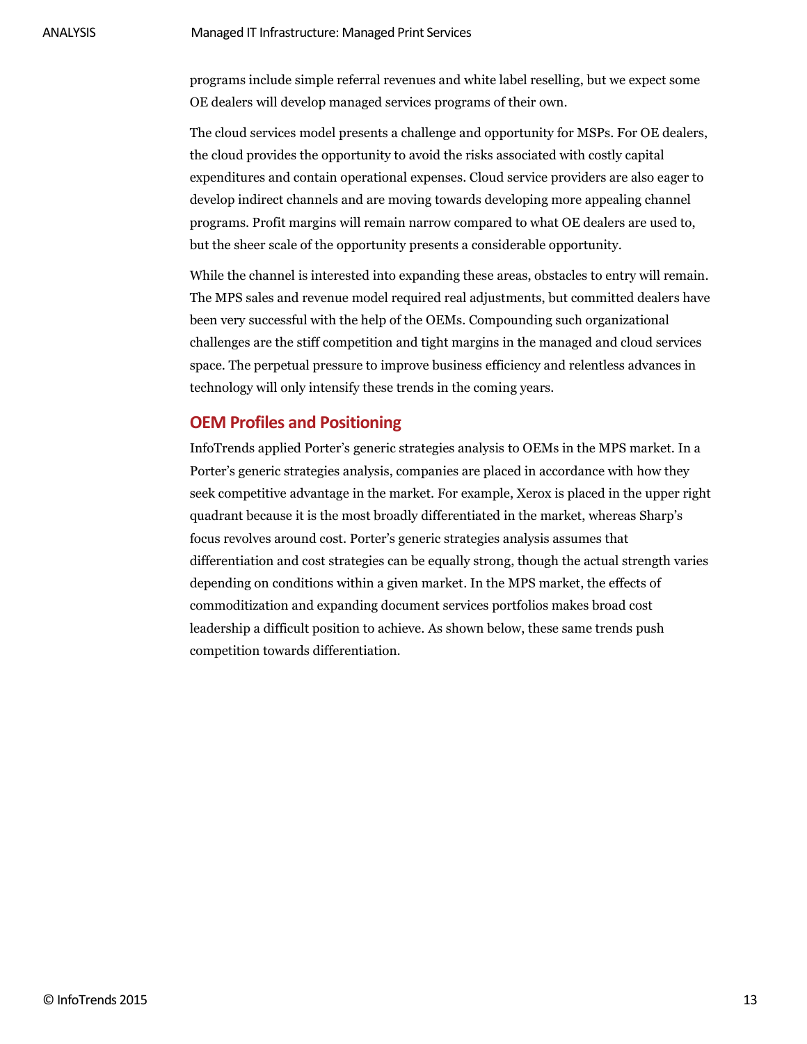programs include simple referral revenues and white label reselling, but we expect some OE dealers will develop managed services programs of their own.

The cloud services model presents a challenge and opportunity for MSPs. For OE dealers, the cloud provides the opportunity to avoid the risks associated with costly capital expenditures and contain operational expenses. Cloud service providers are also eager to develop indirect channels and are moving towards developing more appealing channel programs. Profit margins will remain narrow compared to what OE dealers are used to, but the sheer scale of the opportunity presents a considerable opportunity.

While the channel is interested into expanding these areas, obstacles to entry will remain. The MPS sales and revenue model required real adjustments, but committed dealers have been very successful with the help of the OEMs. Compounding such organizational challenges are the stiff competition and tight margins in the managed and cloud services space. The perpetual pressure to improve business efficiency and relentless advances in technology will only intensify these trends in the coming years.

## OEM Profiles and Positioning

InfoTrends applied Porter's generic strategies analysis to OEMs in the MPS market. In a Porter's generic strategies analysis, companies are placed in accordance with how they seek competitive advantage in the market. For example, Xerox is placed in the upper right quadrant because it is the most broadly differentiated in the market, whereas Sharp's focus revolves around cost. Porter's generic strategies analysis assumes that differentiation and cost strategies can be equally strong, though the actual strength varies depending on conditions within a given market. In the MPS market, the effects of commoditization and expanding document services portfolios makes broad cost leadership a difficult position to achieve. As shown below, these same trends push competition towards differentiation.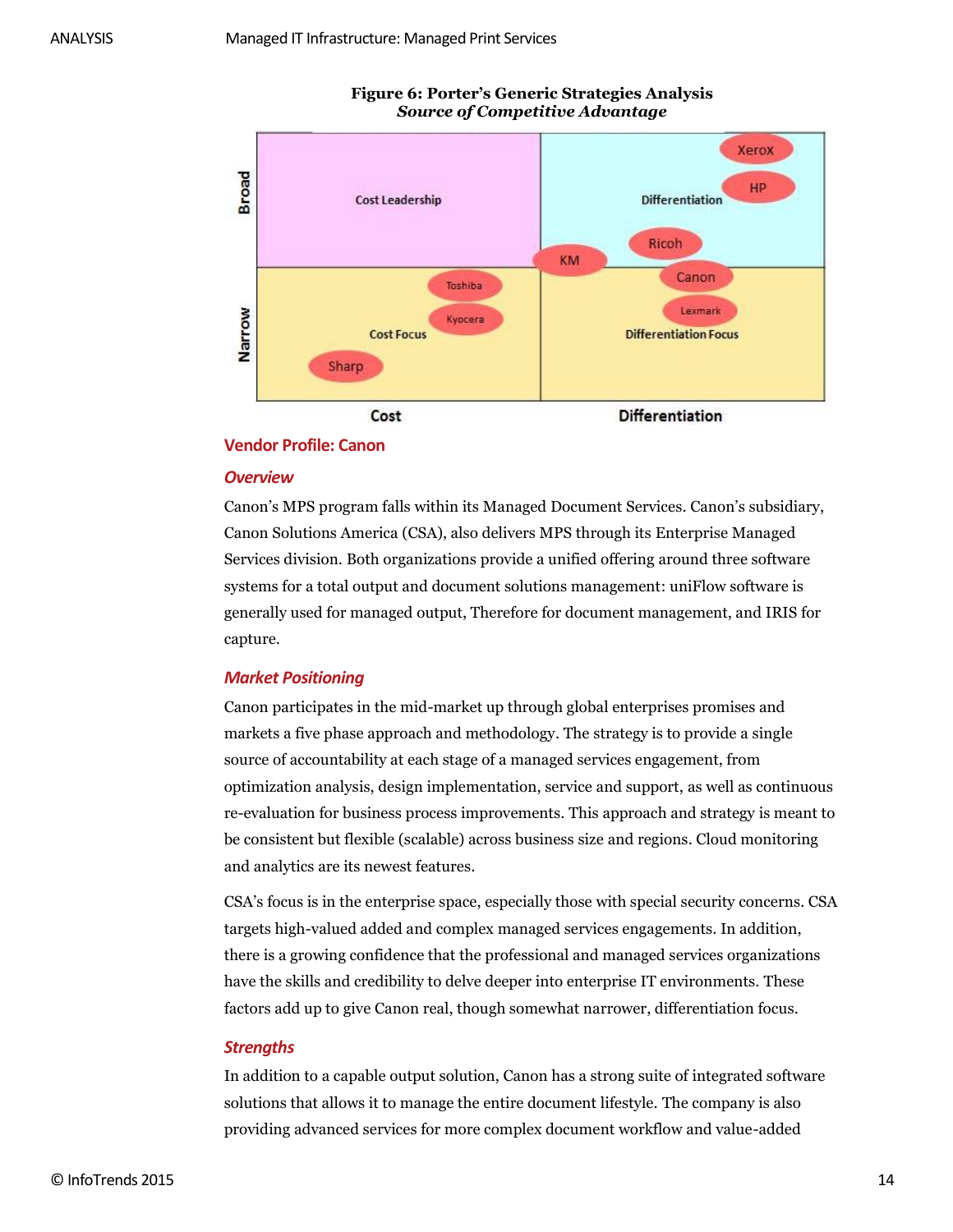**Figure 6: Porter's Generic Strategies Analysis**
***Source of Competitive Advantage***

| | Cost | Differentiation |
|---|---|---|
| **Broad** | Cost Leadership | Differentiation: Xerox, HP, Ricoh, KM |
| **Narrow** | Cost Focus: Toshiba, Kyocera, Sharp | Differentiation Focus: Canon, Lexmark |

## Vendor Profile: Canon

### *Overview*

Canon's MPS program falls within its Managed Document Services. Canon's subsidiary, Canon Solutions America (CSA), also delivers MPS through its Enterprise Managed Services division. Both organizations provide a unified offering around three software systems for a total output and document solutions management: uniFlow software is generally used for managed output, Therefore for document management, and IRIS for capture.

### *Market Positioning*

Canon participates in the mid-market up through global enterprises promises and markets a five phase approach and methodology. The strategy is to provide a single source of accountability at each stage of a managed services engagement, from optimization analysis, design implementation, service and support, as well as continuous re-evaluation for business process improvements. This approach and strategy is meant to be consistent but flexible (scalable) across business size and regions. Cloud monitoring and analytics are its newest features.

CSA's focus is in the enterprise space, especially those with special security concerns. CSA targets high-valued added and complex managed services engagements. In addition, there is a growing confidence that the professional and managed services organizations have the skills and credibility to delve deeper into enterprise IT environments. These factors add up to give Canon real, though somewhat narrower, differentiation focus.

### *Strengths*

In addition to a capable output solution, Canon has a strong suite of integrated software solutions that allows it to manage the entire document lifestyle. The company is also providing advanced services for more complex document workflow and value-added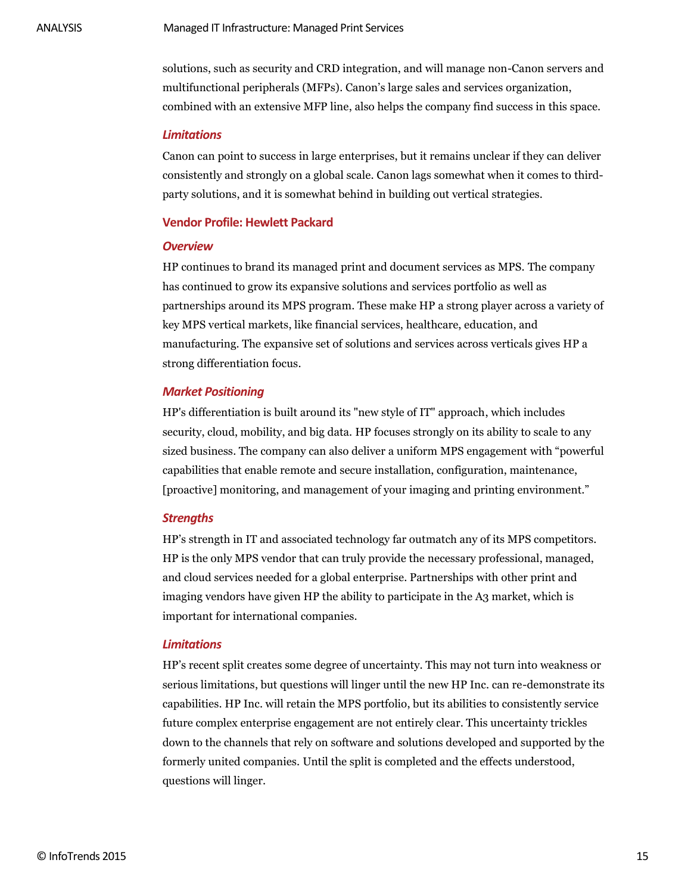solutions, such as security and CRD integration, and will manage non-Canon servers and multifunctional peripherals (MFPs). Canon's large sales and services organization, combined with an extensive MFP line, also helps the company find success in this space.

#### *Limitations*

Canon can point to success in large enterprises, but it remains unclear if they can deliver consistently and strongly on a global scale. Canon lags somewhat when it comes to third-party solutions, and it is somewhat behind in building out vertical strategies.

### Vendor Profile: Hewlett Packard

#### *Overview*

HP continues to brand its managed print and document services as MPS. The company has continued to grow its expansive solutions and services portfolio as well as partnerships around its MPS program. These make HP a strong player across a variety of key MPS vertical markets, like financial services, healthcare, education, and manufacturing. The expansive set of solutions and services across verticals gives HP a strong differentiation focus.

#### *Market Positioning*

HP's differentiation is built around its "new style of IT" approach, which includes security, cloud, mobility, and big data. HP focuses strongly on its ability to scale to any sized business. The company can also deliver a uniform MPS engagement with "powerful capabilities that enable remote and secure installation, configuration, maintenance, [proactive] monitoring, and management of your imaging and printing environment."

#### *Strengths*

HP's strength in IT and associated technology far outmatch any of its MPS competitors. HP is the only MPS vendor that can truly provide the necessary professional, managed, and cloud services needed for a global enterprise. Partnerships with other print and imaging vendors have given HP the ability to participate in the A3 market, which is important for international companies.

#### *Limitations*

HP's recent split creates some degree of uncertainty. This may not turn into weakness or serious limitations, but questions will linger until the new HP Inc. can re-demonstrate its capabilities. HP Inc. will retain the MPS portfolio, but its abilities to consistently service future complex enterprise engagement are not entirely clear. This uncertainty trickles down to the channels that rely on software and solutions developed and supported by the formerly united companies. Until the split is completed and the effects understood, questions will linger.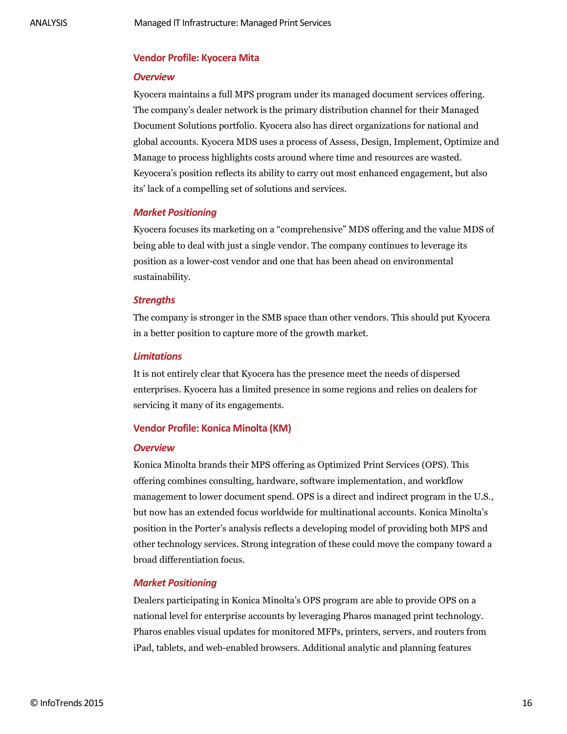## Vendor Profile: Kyocera Mita

### *Overview*

Kyocera maintains a full MPS program under its managed document services offering. The company's dealer network is the primary distribution channel for their Managed Document Solutions portfolio. Kyocera also has direct organizations for national and global accounts. Kyocera MDS uses a process of Assess, Design, Implement, Optimize and Manage to process highlights costs around where time and resources are wasted. Keyocera's position reflects its ability to carry out most enhanced engagement, but also its' lack of a compelling set of solutions and services.

### *Market Positioning*

Kyocera focuses its marketing on a "comprehensive" MDS offering and the value MDS of being able to deal with just a single vendor. The company continues to leverage its position as a lower-cost vendor and one that has been ahead on environmental sustainability.

### *Strengths*

The company is stronger in the SMB space than other vendors. This should put Kyocera in a better position to capture more of the growth market.

### *Limitations*

It is not entirely clear that Kyocera has the presence meet the needs of dispersed enterprises. Kyocera has a limited presence in some regions and relies on dealers for servicing it many of its engagements.

## Vendor Profile: Konica Minolta (KM)

### *Overview*

Konica Minolta brands their MPS offering as Optimized Print Services (OPS). This offering combines consulting, hardware, software implementation, and workflow management to lower document spend. OPS is a direct and indirect program in the U.S., but now has an extended focus worldwide for multinational accounts. Konica Minolta's position in the Porter's analysis reflects a developing model of providing both MPS and other technology services. Strong integration of these could move the company toward a broad differentiation focus.

### *Market Positioning*

Dealers participating in Konica Minolta's OPS program are able to provide OPS on a national level for enterprise accounts by leveraging Pharos managed print technology. Pharos enables visual updates for monitored MFPs, printers, servers, and routers from iPad, tablets, and web-enabled browsers. Additional analytic and planning features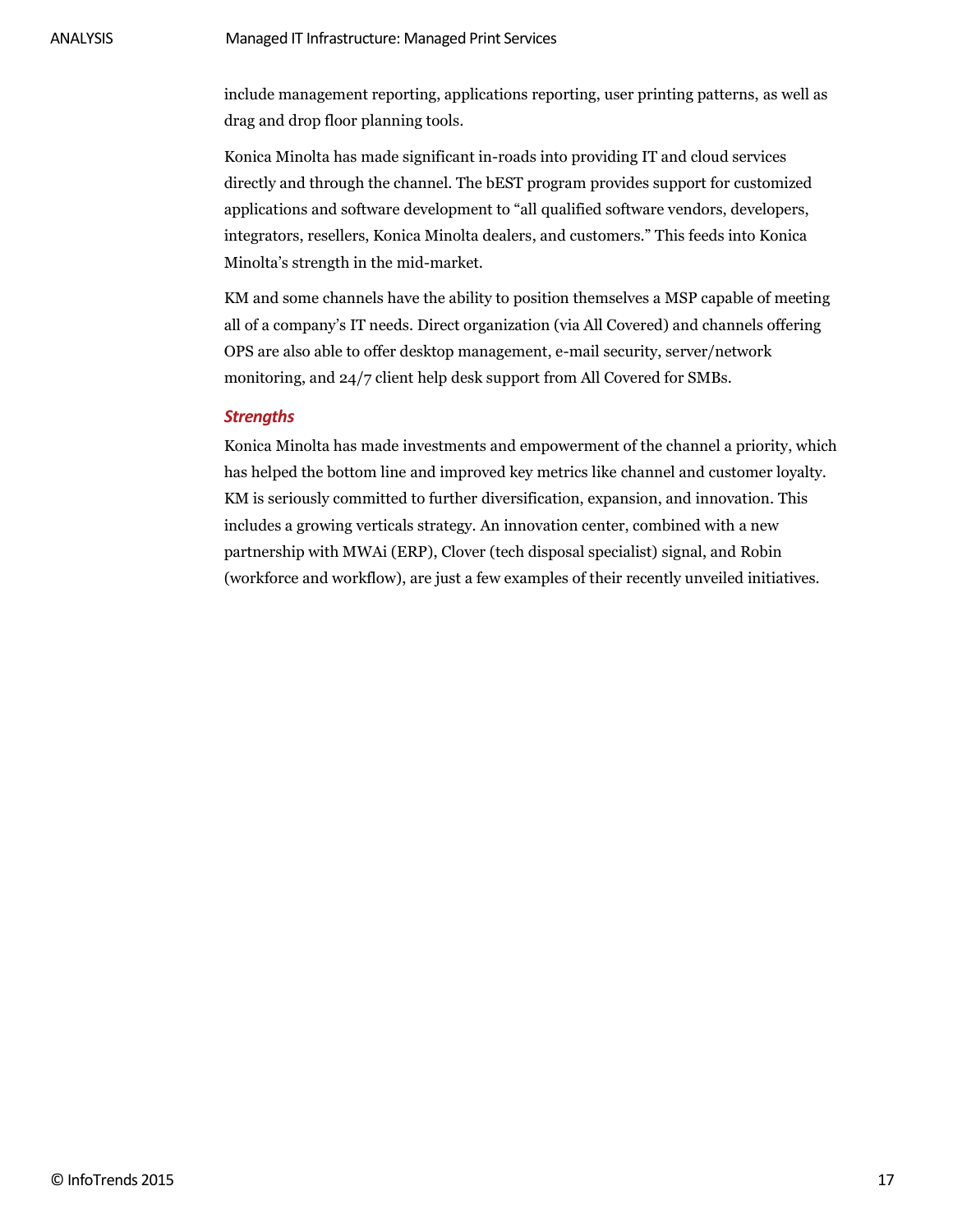include management reporting, applications reporting, user printing patterns, as well as drag and drop floor planning tools.

Konica Minolta has made significant in-roads into providing IT and cloud services directly and through the channel. The bEST program provides support for customized applications and software development to "all qualified software vendors, developers, integrators, resellers, Konica Minolta dealers, and customers." This feeds into Konica Minolta's strength in the mid-market.

KM and some channels have the ability to position themselves a MSP capable of meeting all of a company's IT needs. Direct organization (via All Covered) and channels offering OPS are also able to offer desktop management, e-mail security, server/network monitoring, and 24/7 client help desk support from All Covered for SMBs.

### *Strengths*

Konica Minolta has made investments and empowerment of the channel a priority, which has helped the bottom line and improved key metrics like channel and customer loyalty. KM is seriously committed to further diversification, expansion, and innovation. This includes a growing verticals strategy. An innovation center, combined with a new partnership with MWAi (ERP), Clover (tech disposal specialist) signal, and Robin (workforce and workflow), are just a few examples of their recently unveiled initiatives.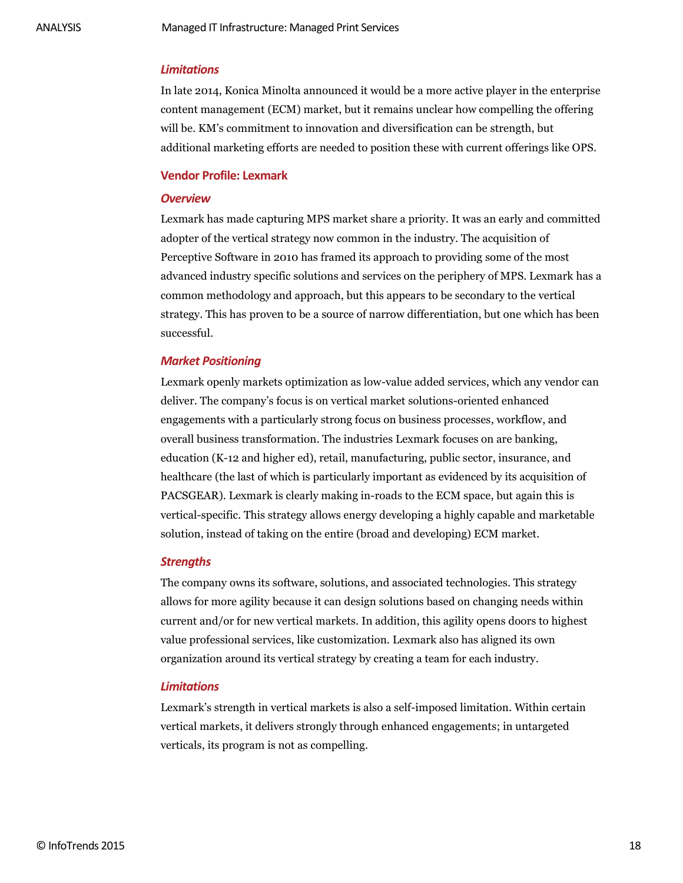### *Limitations*

In late 2014, Konica Minolta announced it would be a more active player in the enterprise content management (ECM) market, but it remains unclear how compelling the offering will be. KM's commitment to innovation and diversification can be strength, but additional marketing efforts are needed to position these with current offerings like OPS.

## Vendor Profile: Lexmark

### *Overview*

Lexmark has made capturing MPS market share a priority. It was an early and committed adopter of the vertical strategy now common in the industry. The acquisition of Perceptive Software in 2010 has framed its approach to providing some of the most advanced industry specific solutions and services on the periphery of MPS. Lexmark has a common methodology and approach, but this appears to be secondary to the vertical strategy. This has proven to be a source of narrow differentiation, but one which has been successful.

### *Market Positioning*

Lexmark openly markets optimization as low-value added services, which any vendor can deliver. The company's focus is on vertical market solutions-oriented enhanced engagements with a particularly strong focus on business processes, workflow, and overall business transformation. The industries Lexmark focuses on are banking, education (K-12 and higher ed), retail, manufacturing, public sector, insurance, and healthcare (the last of which is particularly important as evidenced by its acquisition of PACSGEAR). Lexmark is clearly making in-roads to the ECM space, but again this is vertical-specific. This strategy allows energy developing a highly capable and marketable solution, instead of taking on the entire (broad and developing) ECM market.

### *Strengths*

The company owns its software, solutions, and associated technologies. This strategy allows for more agility because it can design solutions based on changing needs within current and/or for new vertical markets. In addition, this agility opens doors to highest value professional services, like customization. Lexmark also has aligned its own organization around its vertical strategy by creating a team for each industry.

### *Limitations*

Lexmark's strength in vertical markets is also a self-imposed limitation. Within certain vertical markets, it delivers strongly through enhanced engagements; in untargeted verticals, its program is not as compelling.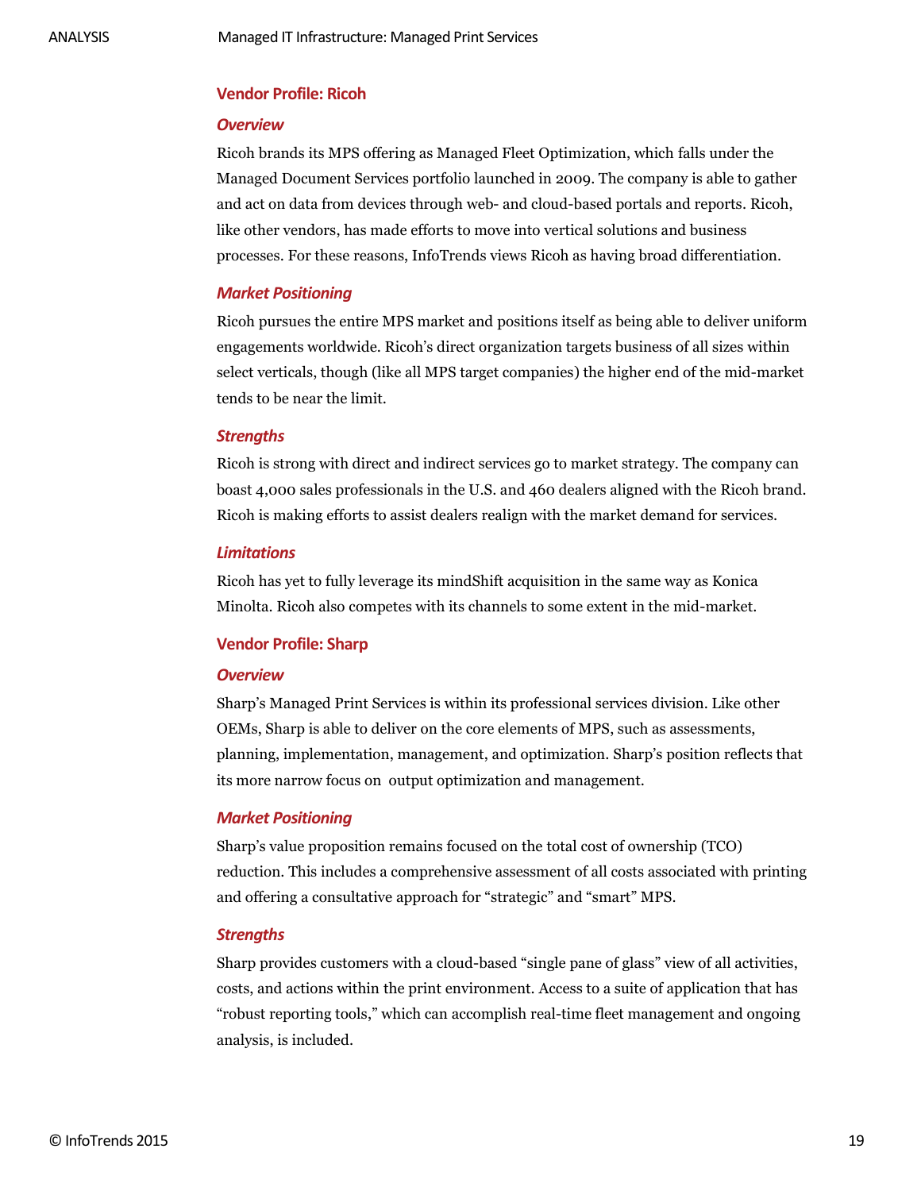## Vendor Profile: Ricoh

### *Overview*

Ricoh brands its MPS offering as Managed Fleet Optimization, which falls under the Managed Document Services portfolio launched in 2009. The company is able to gather and act on data from devices through web- and cloud-based portals and reports. Ricoh, like other vendors, has made efforts to move into vertical solutions and business processes. For these reasons, InfoTrends views Ricoh as having broad differentiation.

### *Market Positioning*

Ricoh pursues the entire MPS market and positions itself as being able to deliver uniform engagements worldwide. Ricoh's direct organization targets business of all sizes within select verticals, though (like all MPS target companies) the higher end of the mid-market tends to be near the limit.

### *Strengths*

Ricoh is strong with direct and indirect services go to market strategy. The company can boast 4,000 sales professionals in the U.S. and 460 dealers aligned with the Ricoh brand. Ricoh is making efforts to assist dealers realign with the market demand for services.

### *Limitations*

Ricoh has yet to fully leverage its mindShift acquisition in the same way as Konica Minolta. Ricoh also competes with its channels to some extent in the mid-market.

## Vendor Profile: Sharp

### *Overview*

Sharp's Managed Print Services is within its professional services division. Like other OEMs, Sharp is able to deliver on the core elements of MPS, such as assessments, planning, implementation, management, and optimization. Sharp's position reflects that its more narrow focus on output optimization and management.

### *Market Positioning*

Sharp's value proposition remains focused on the total cost of ownership (TCO) reduction. This includes a comprehensive assessment of all costs associated with printing and offering a consultative approach for "strategic" and "smart" MPS.

### *Strengths*

Sharp provides customers with a cloud-based "single pane of glass" view of all activities, costs, and actions within the print environment. Access to a suite of application that has "robust reporting tools," which can accomplish real-time fleet management and ongoing analysis, is included.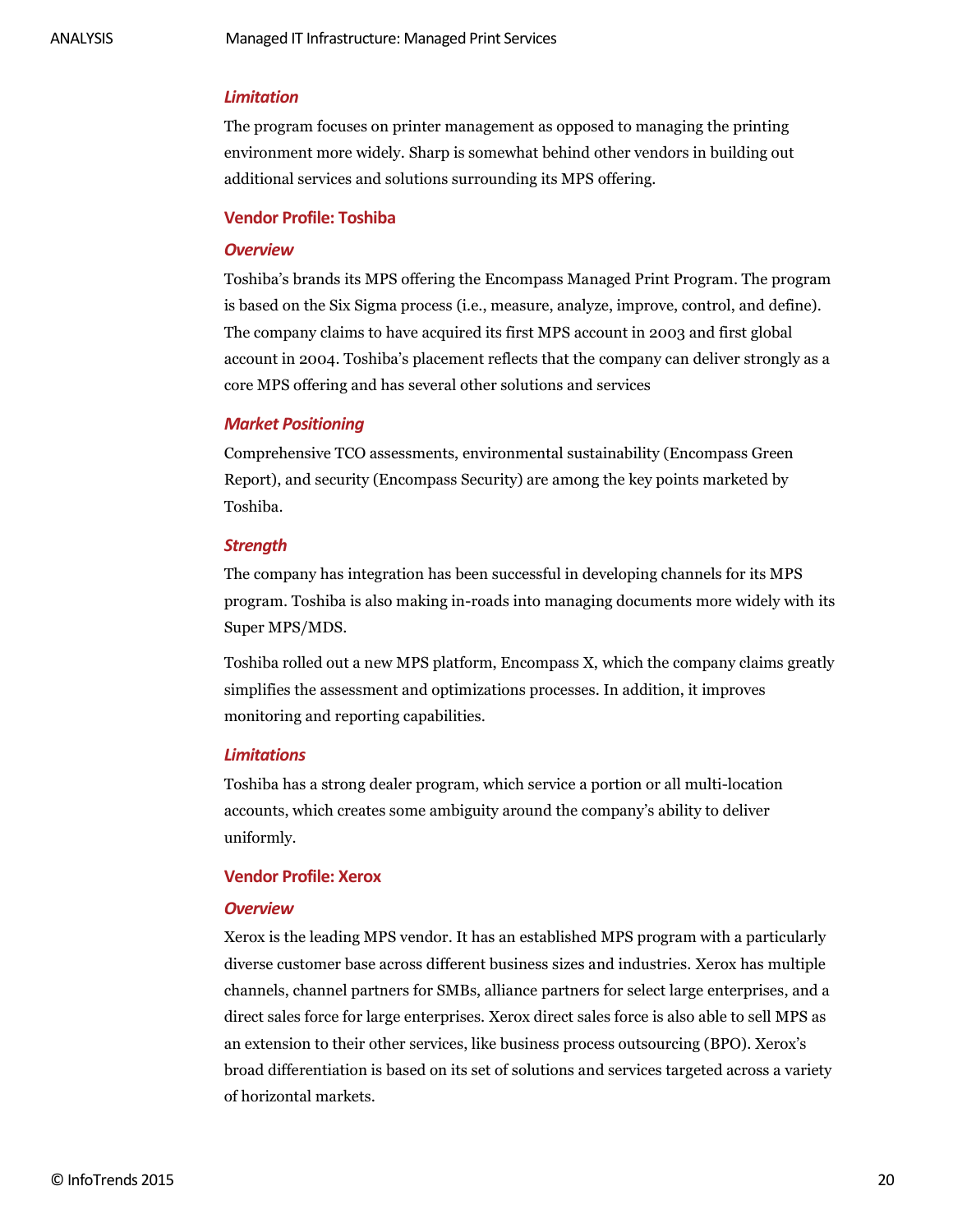#### *Limitation*

The program focuses on printer management as opposed to managing the printing environment more widely. Sharp is somewhat behind other vendors in building out additional services and solutions surrounding its MPS offering.

### Vendor Profile: Toshiba

#### *Overview*

Toshiba's brands its MPS offering the Encompass Managed Print Program. The program is based on the Six Sigma process (i.e., measure, analyze, improve, control, and define). The company claims to have acquired its first MPS account in 2003 and first global account in 2004. Toshiba's placement reflects that the company can deliver strongly as a core MPS offering and has several other solutions and services

#### *Market Positioning*

Comprehensive TCO assessments, environmental sustainability (Encompass Green Report), and security (Encompass Security) are among the key points marketed by Toshiba.

#### *Strength*

The company has integration has been successful in developing channels for its MPS program. Toshiba is also making in-roads into managing documents more widely with its Super MPS/MDS.

Toshiba rolled out a new MPS platform, Encompass X, which the company claims greatly simplifies the assessment and optimizations processes. In addition, it improves monitoring and reporting capabilities.

#### *Limitations*

Toshiba has a strong dealer program, which service a portion or all multi-location accounts, which creates some ambiguity around the company's ability to deliver uniformly.

### Vendor Profile: Xerox

#### *Overview*

Xerox is the leading MPS vendor. It has an established MPS program with a particularly diverse customer base across different business sizes and industries. Xerox has multiple channels, channel partners for SMBs, alliance partners for select large enterprises, and a direct sales force for large enterprises. Xerox direct sales force is also able to sell MPS as an extension to their other services, like business process outsourcing (BPO). Xerox's broad differentiation is based on its set of solutions and services targeted across a variety of horizontal markets.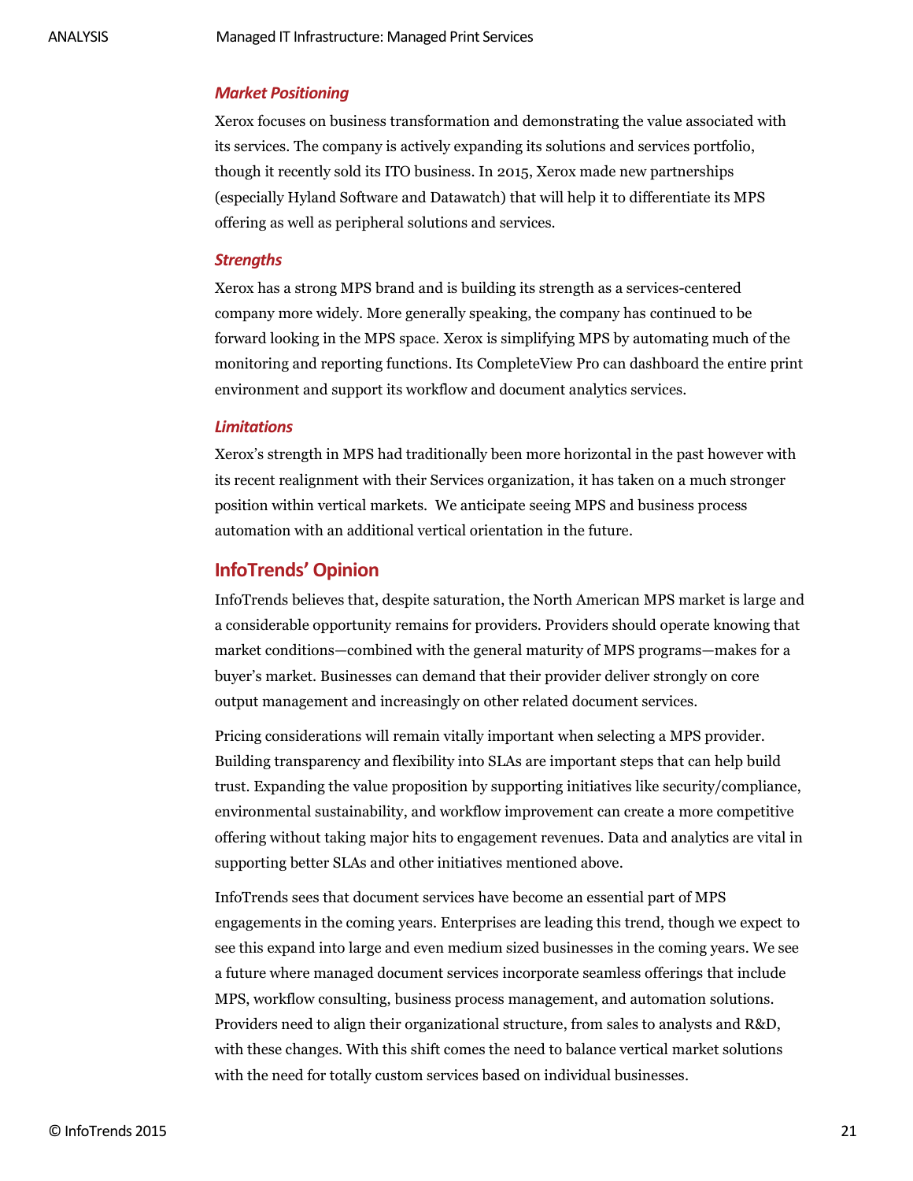### *Market Positioning*

Xerox focuses on business transformation and demonstrating the value associated with its services. The company is actively expanding its solutions and services portfolio, though it recently sold its ITO business. In 2015, Xerox made new partnerships (especially Hyland Software and Datawatch) that will help it to differentiate its MPS offering as well as peripheral solutions and services.

### *Strengths*

Xerox has a strong MPS brand and is building its strength as a services-centered company more widely. More generally speaking, the company has continued to be forward looking in the MPS space. Xerox is simplifying MPS by automating much of the monitoring and reporting functions. Its CompleteView Pro can dashboard the entire print environment and support its workflow and document analytics services.

### *Limitations*

Xerox's strength in MPS had traditionally been more horizontal in the past however with its recent realignment with their Services organization, it has taken on a much stronger position within vertical markets. We anticipate seeing MPS and business process automation with an additional vertical orientation in the future.

## InfoTrends' Opinion

InfoTrends believes that, despite saturation, the North American MPS market is large and a considerable opportunity remains for providers. Providers should operate knowing that market conditions—combined with the general maturity of MPS programs—makes for a buyer's market. Businesses can demand that their provider deliver strongly on core output management and increasingly on other related document services.

Pricing considerations will remain vitally important when selecting a MPS provider. Building transparency and flexibility into SLAs are important steps that can help build trust. Expanding the value proposition by supporting initiatives like security/compliance, environmental sustainability, and workflow improvement can create a more competitive offering without taking major hits to engagement revenues. Data and analytics are vital in supporting better SLAs and other initiatives mentioned above.

InfoTrends sees that document services have become an essential part of MPS engagements in the coming years. Enterprises are leading this trend, though we expect to see this expand into large and even medium sized businesses in the coming years. We see a future where managed document services incorporate seamless offerings that include MPS, workflow consulting, business process management, and automation solutions. Providers need to align their organizational structure, from sales to analysts and R&D, with these changes. With this shift comes the need to balance vertical market solutions with the need for totally custom services based on individual businesses.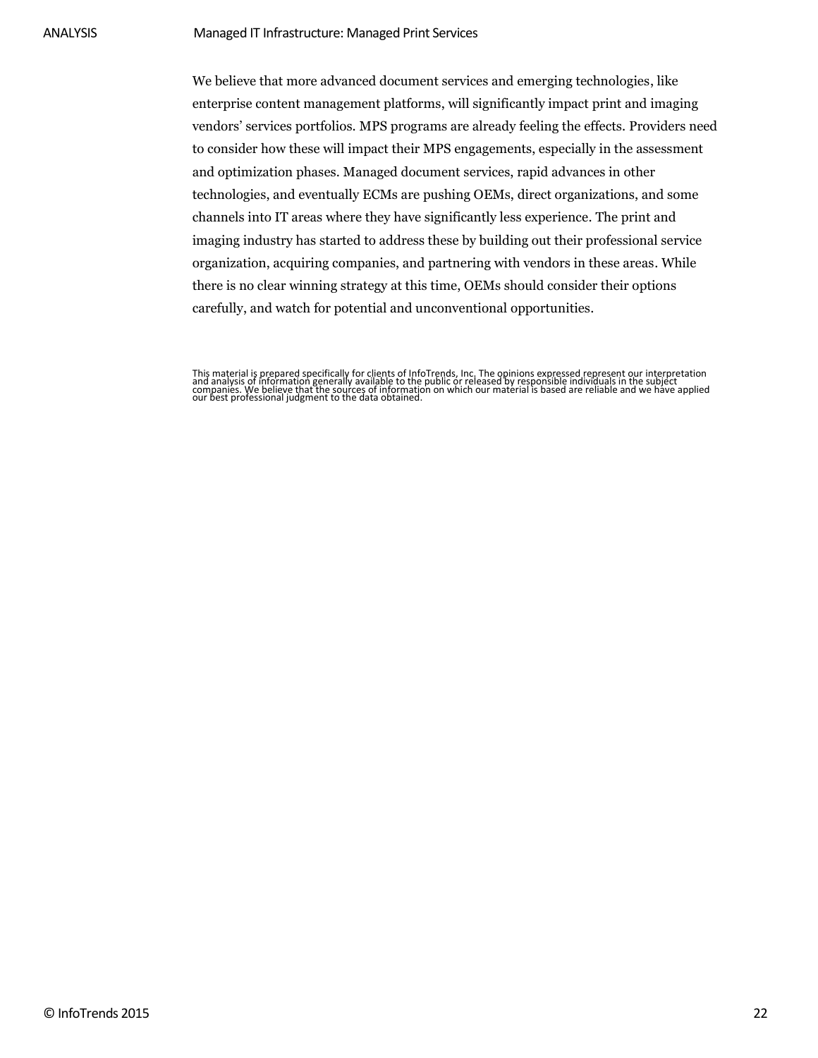We believe that more advanced document services and emerging technologies, like enterprise content management platforms, will significantly impact print and imaging vendors' services portfolios. MPS programs are already feeling the effects. Providers need to consider how these will impact their MPS engagements, especially in the assessment and optimization phases. Managed document services, rapid advances in other technologies, and eventually ECMs are pushing OEMs, direct organizations, and some channels into IT areas where they have significantly less experience. The print and imaging industry has started to address these by building out their professional service organization, acquiring companies, and partnering with vendors in these areas. While there is no clear winning strategy at this time, OEMs should consider their options carefully, and watch for potential and unconventional opportunities.

This material is prepared specifically for clients of InfoTrends, Inc. The opinions expressed represent our interpretation and analysis of information generally available to the public or released by responsible individuals in the subject companies. We believe that the sources of information on which our material is based are reliable and we have applied our best professional judgment to the data obtained.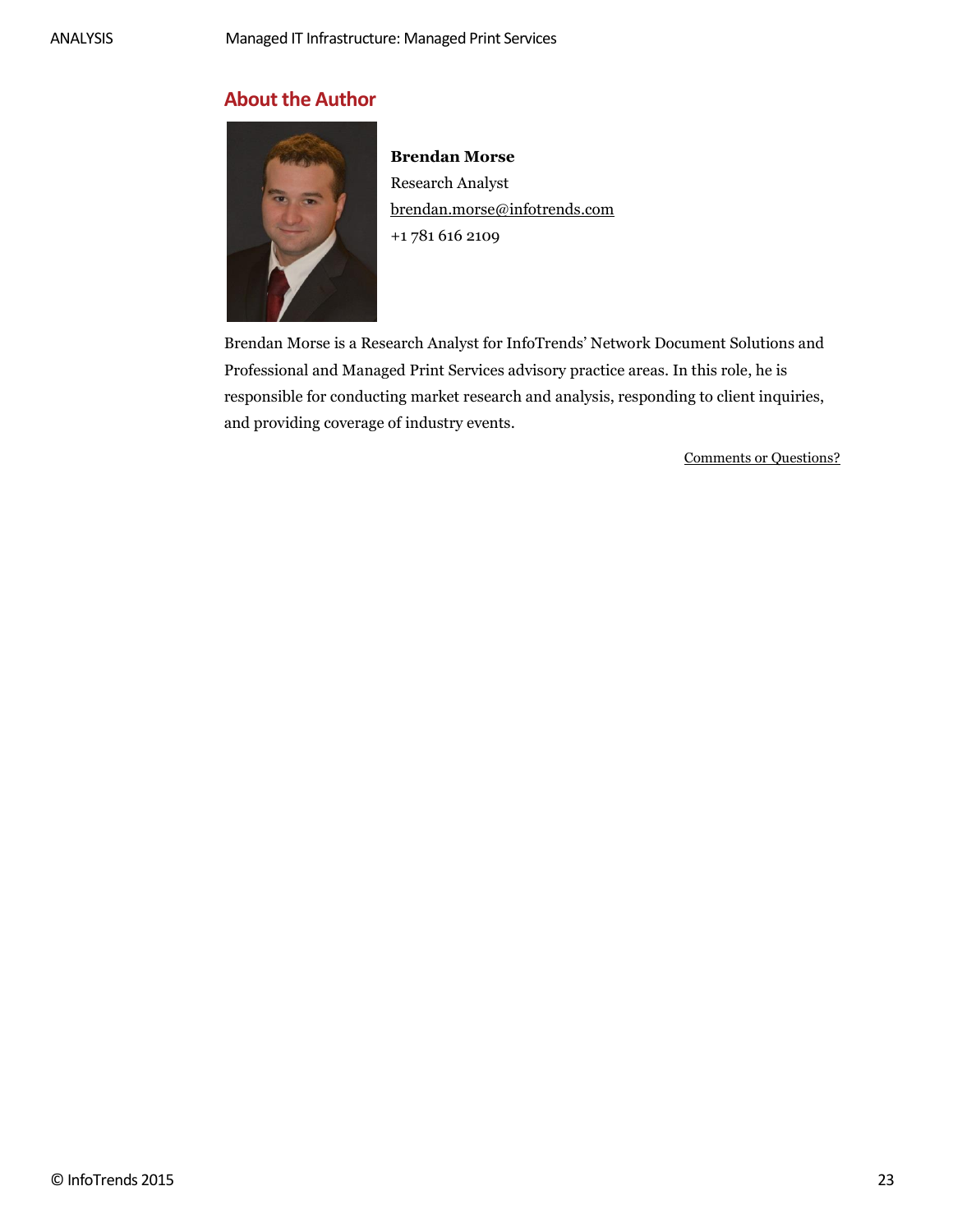## About the Author

**Brendan Morse**
Research Analyst
brendan.morse@infotrends.com
+1 781 616 2109

Brendan Morse is a Research Analyst for InfoTrends' Network Document Solutions and Professional and Managed Print Services advisory practice areas. In this role, he is responsible for conducting market research and analysis, responding to client inquiries, and providing coverage of industry events.

Comments or Questions?